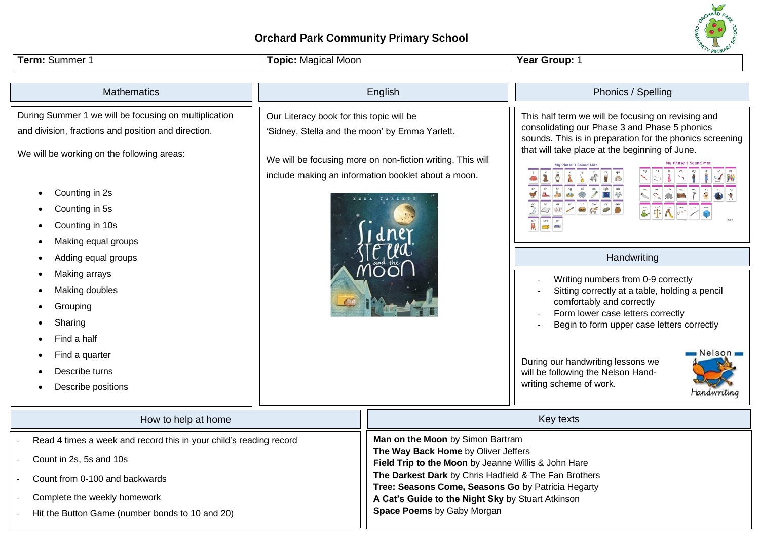# Orchard Park Community Primary School

| **Term:** Summer 1 | **Topic:** Magical Moon | **Year Group:** 1 |
|---|---|---|

## Mathematics

During Summer 1 we will be focusing on multiplication and division, fractions and position and direction.

We will be working on the following areas:

- Counting in 2s
- Counting in 5s
- Counting in 10s
- Making equal groups
- Adding equal groups
- Making arrays
- Making doubles
- Grouping
- Sharing
- Find a half
- Find a quarter
- Describe turns
- Describe positions

## English

Our Literacy book for this topic will be 'Sidney, Stella and the moon' by Emma Yarlett.

We will be focusing more on non-fiction writing. This will include making an information booklet about a moon.

## Phonics / Spelling

This half term we will be focusing on revising and consolidating our Phase 3 and Phase 5 phonics sounds. This is in preparation for the phonics screening that will take place at the beginning of June.

## Handwriting

- Writing numbers from 0-9 correctly
- Sitting correctly at a table, holding a pencil comfortably and correctly
- Form lower case letters correctly
- Begin to form upper case letters correctly

During our handwriting lessons we will be following the Nelson Handwriting scheme of work.

## How to help at home

- Read 4 times a week and record this in your child's reading record
- Count in 2s, 5s and 10s
- Count from 0-100 and backwards
- Complete the weekly homework
- Hit the Button Game (number bonds to 10 and 20)

## Key texts

**Man on the Moon** by Simon Bartram
**The Way Back Home** by Oliver Jeffers
**Field Trip to the Moon** by Jeanne Willis & John Hare
**The Darkest Dark** by Chris Hadfield & The Fan Brothers
**Tree: Seasons Come, Seasons Go** by Patricia Hegarty
**A Cat's Guide to the Night Sky** by Stuart Atkinson
**Space Poems** by Gaby Morgan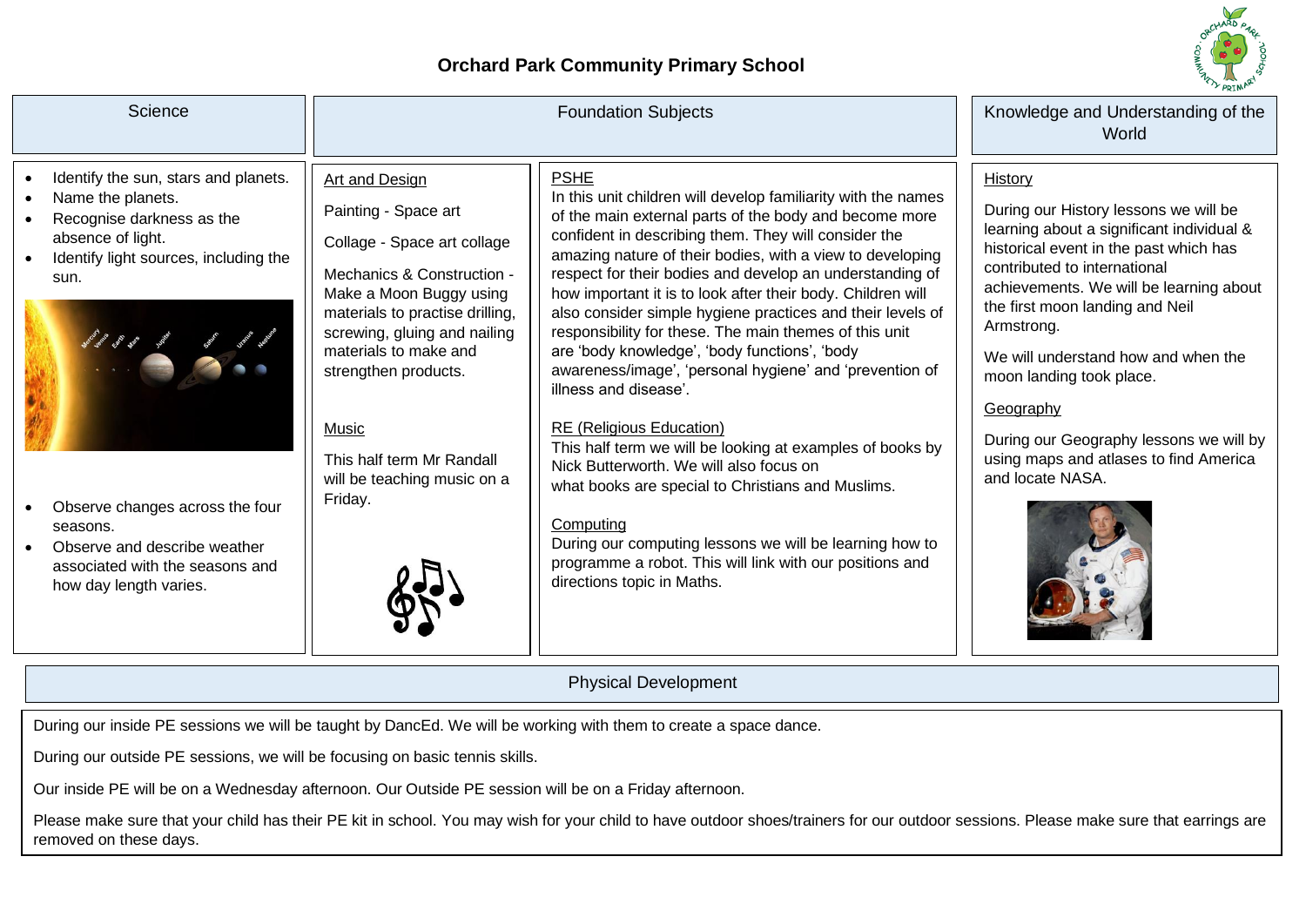# Orchard Park Community Primary School

## Science

- Identify the sun, stars and planets.
- Name the planets.
- Recognise darkness as the absence of light.
- Identify light sources, including the sun.
- Observe changes across the four seasons.
- Observe and describe weather associated with the seasons and how day length varies.

## Foundation Subjects

### Art and Design

Painting - Space art

Collage - Space art collage

Mechanics & Construction - Make a Moon Buggy using materials to practise drilling, screwing, gluing and nailing materials to make and strengthen products.

### Music

This half term Mr Randall will be teaching music on a Friday.

### PSHE

In this unit children will develop familiarity with the names of the main external parts of the body and become more confident in describing them. They will consider the amazing nature of their bodies, with a view to developing respect for their bodies and develop an understanding of how important it is to look after their body. Children will also consider simple hygiene practices and their levels of responsibility for these. The main themes of this unit are 'body knowledge', 'body functions', 'body awareness/image', 'personal hygiene' and 'prevention of illness and disease'.

### RE (Religious Education)

This half term we will be looking at examples of books by Nick Butterworth. We will also focus on what books are special to Christians and Muslims.

### Computing

During our computing lessons we will be learning how to programme a robot. This will link with our positions and directions topic in Maths.

## Knowledge and Understanding of the World

### History

During our History lessons we will be learning about a significant individual & historical event in the past which has contributed to international achievements. We will be learning about the first moon landing and Neil Armstrong.

We will understand how and when the moon landing took place.

### Geography

During our Geography lessons we will by using maps and atlases to find America and locate NASA.

## Physical Development

During our inside PE sessions we will be taught by DancEd. We will be working with them to create a space dance.

During our outside PE sessions, we will be focusing on basic tennis skills.

Our inside PE will be on a Wednesday afternoon. Our Outside PE session will be on a Friday afternoon.

Please make sure that your child has their PE kit in school. You may wish for your child to have outdoor shoes/trainers for our outdoor sessions. Please make sure that earrings are removed on these days.